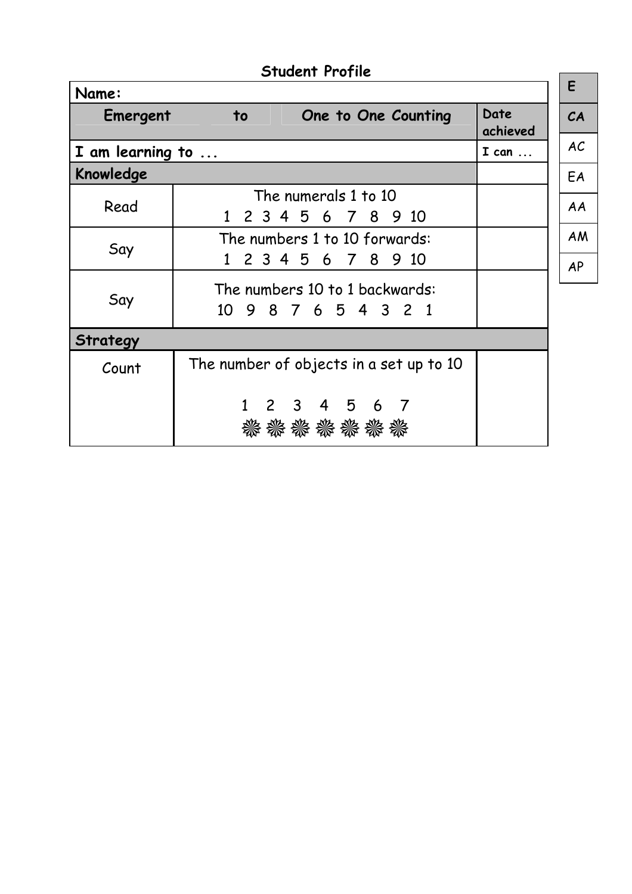# Student Profile

| Name: | | |
|---|---|---|
| **Emergent to One to One Counting** | | **Date achieved** |
| **I am learning to ...** | | **I can ...** |
| **Knowledge** | | |
| Read | The numerals 1 to 10<br>1 2 3 4 5 6 7 8 9 10 | |
| Say | The numbers 1 to 10 forwards:<br>1 2 3 4 5 6 7 8 9 10 | |
| Say | The numbers 10 to 1 backwards:<br>10 9 8 7 6 5 4 3 2 1 | |
| **Strategy** | | |
| Count | The number of objects in a set up to 10<br><br>1 2 3 4 5 6 7<br>❋ ❋ ❋ ❋ ❋ ❋ ❋ | |

| |
|---|
| **E** |
| **CA** |
| AC |
| EA |
| AA |
| AM |
| AP |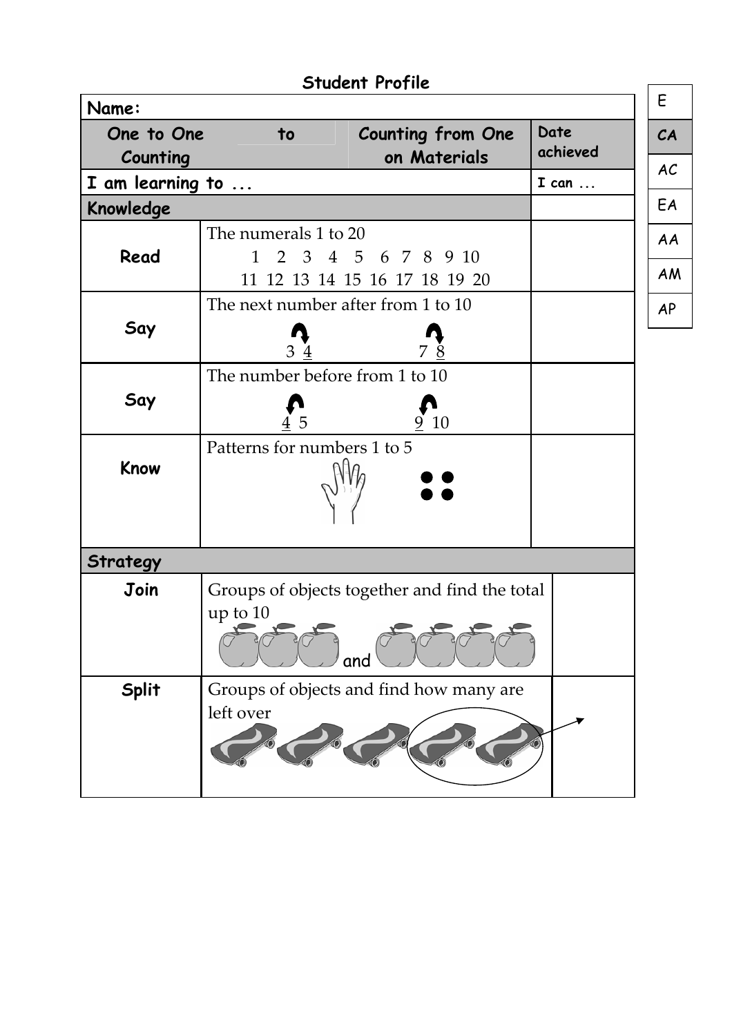## Student Profile

| Name: | | | |
|---|---|---|---|
| **One to One Counting** | **to** | **Counting from One on Materials** | **Date achieved** |
| **I am learning to ...** | | | **I can ...** |
| **Knowledge** | | | |
| **Read** | The numerals 1 to 20<br>1 2 3 4 5 6 7 8 9 10<br>11 12 13 14 15 16 17 18 19 20 | | |
| **Say** | The next number after from 1 to 10<br>3 4 &nbsp;&nbsp;&nbsp; 7 8 | | |
| **Say** | The number before from 1 to 10<br>4 5 &nbsp;&nbsp;&nbsp; 9 10 | | |
| **Know** | Patterns for numbers 1 to 5 | | |
| **Strategy** | | | |
| **Join** | Groups of objects together and find the total up to 10<br>and | | |
| **Split** | Groups of objects and find how many are left over | | |

| E |
|---|
| **CA** |
| AC |
| EA |
| AA |
| AM |
| AP |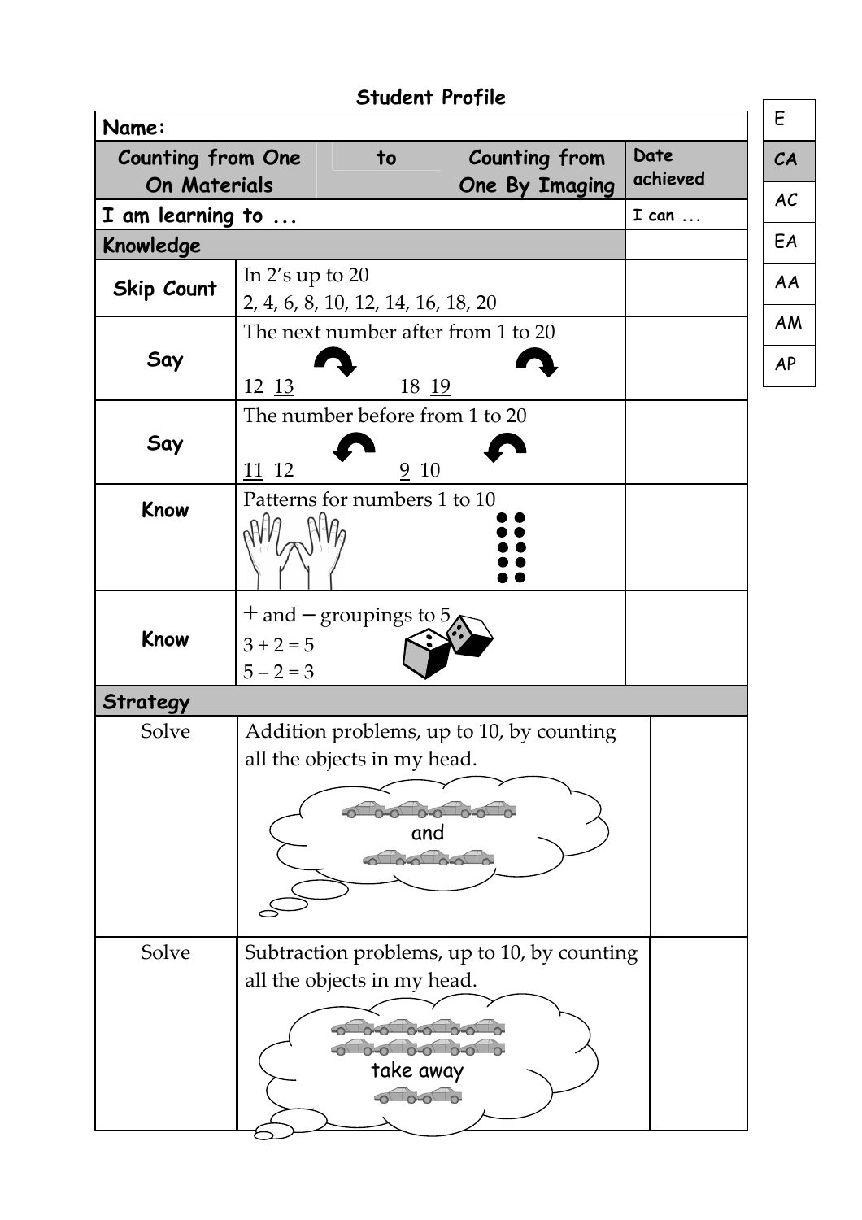## Student Profile

| Name: | | | |
|---|---|---|---|
| **Counting from One On Materials** | **to** | **Counting from One By Imaging** | **Date achieved** |
| **I am learning to ...** | | | **I can ...** |
| **Knowledge** | | | |
| **Skip Count** | In 2's up to 20<br>2, 4, 6, 8, 10, 12, 14, 16, 18, 20 | | |
| **Say** | The next number after from 1 to 20<br>12 13 18 19 | | |
| **Say** | The number before from 1 to 20<br>11 12 9 10 | | |
| **Know** | Patterns for numbers 1 to 10 | | |
| **Know** | + and – groupings to 5<br>$3 + 2 = 5$<br>$5 – 2 = 3$ | | |
| **Strategy** | | | |
| Solve | Addition problems, up to 10, by counting all the objects in my head.<br>and | | |
| Solve | Subtraction problems, up to 10, by counting all the objects in my head.<br>take away | | |

| |
|---|
| E |
| **CA** |
| AC |
| EA |
| AA |
| AM |
| AP |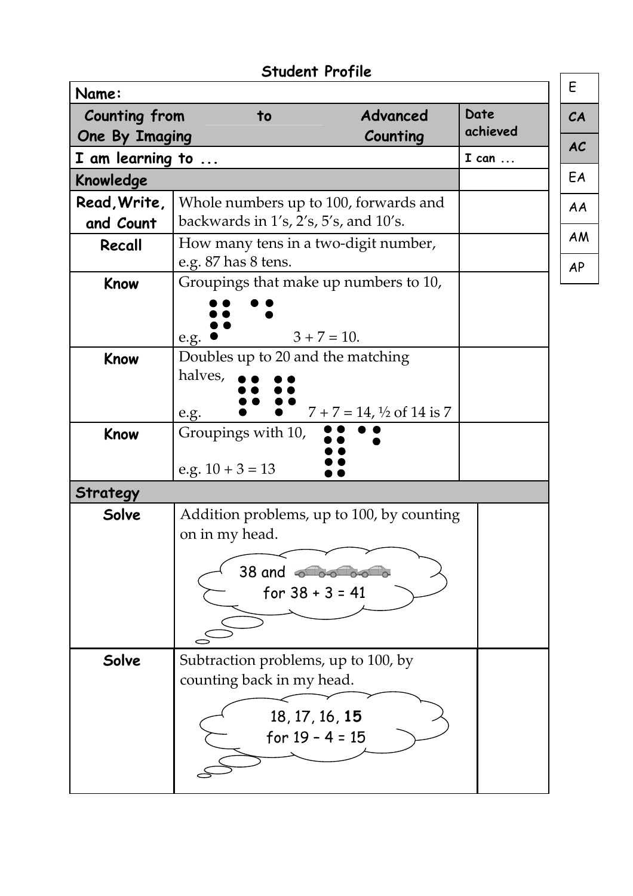## Student Profile

| Name: | | |
|---|---|---|
| **Counting from One By Imaging to Advanced Counting** | | **Date achieved** |
| **I am learning to ...** | | **I can ...** |
| **Knowledge** | | |
| **Read, Write, and Count** | Whole numbers up to 100, forwards and backwards in 1's, 2's, 5's, and 10's. | |
| **Recall** | How many tens in a two-digit number, e.g. 87 has 8 tens. | |
| **Know** | Groupings that make up numbers to 10, e.g. $3 + 7 = 10$. | |
| **Know** | Doubles up to 20 and the matching halves, e.g. $7 + 7 = 14$, ½ of 14 is 7 | |
| **Know** | Groupings with 10, e.g. $10 + 3 = 13$ | |
| **Strategy** | | |
| **Solve** | Addition problems, up to 100, by counting on in my head. 38 and (3 cars) for 38 + 3 = 41 | |
| **Solve** | Subtraction problems, up to 100, by counting back in my head. 18, 17, 16, **15** for 19 – 4 = 15 | |

| |
|---|
| E |
| **CA** |
| **AC** |
| EA |
| AA |
| AM |
| AP |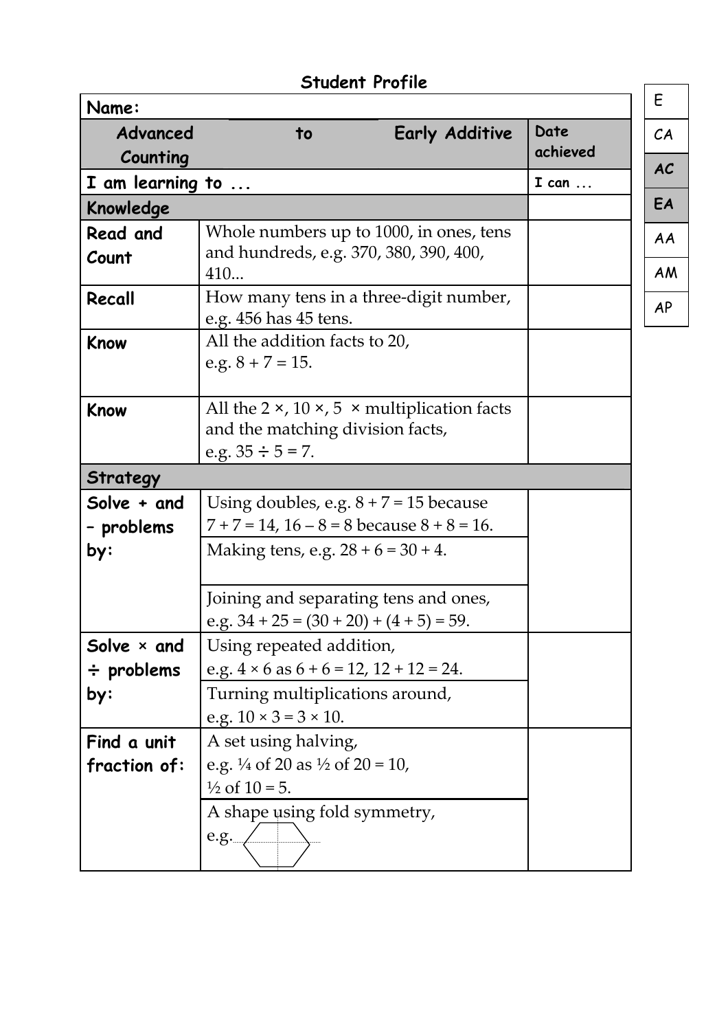## Student Profile

| Name: | | | |
|---|---|---|---|
| **Advanced Counting** to **Early Additive** | | | **Date achieved** |
| **I am learning to ...** | | | **I can ...** |
| **Knowledge** | | | |
| **Read and Count** | Whole numbers up to 1000, in ones, tens and hundreds, e.g. 370, 380, 390, 400, 410... | | |
| **Recall** | How many tens in a three-digit number, e.g. 456 has 45 tens. | | |
| **Know** | All the addition facts to 20, e.g. $8 + 7 = 15$. | | |
| **Know** | All the $2 \times$, $10 \times$, $5 \times$ multiplication facts and the matching division facts, e.g. $35 \div 5 = 7$. | | |
| **Strategy** | | | |
| **Solve + and – problems by:** | Using doubles, e.g. $8 + 7 = 15$ because $7 + 7 = 14$, $16 - 8 = 8$ because $8 + 8 = 16$. | | |
| | Making tens, e.g. $28 + 6 = 30 + 4$. | | |
| | Joining and separating tens and ones, e.g. $34 + 25 = (30 + 20) + (4 + 5) = 59$. | | |
| **Solve × and ÷ problems by:** | Using repeated addition, e.g. $4 \times 6$ as $6 + 6 = 12$, $12 + 12 = 24$. | | |
| | Turning multiplications around, e.g. $10 \times 3 = 3 \times 10$. | | |
| **Find a unit fraction of:** | A set using halving, e.g. ¼ of 20 as ½ of 20 = 10, ½ of 10 = 5. | | |
| | A shape using fold symmetry, e.g. | | |

| E |
|---|
| CA |
| **AC** |
| **EA** |
| AA |
| AM |
| AP |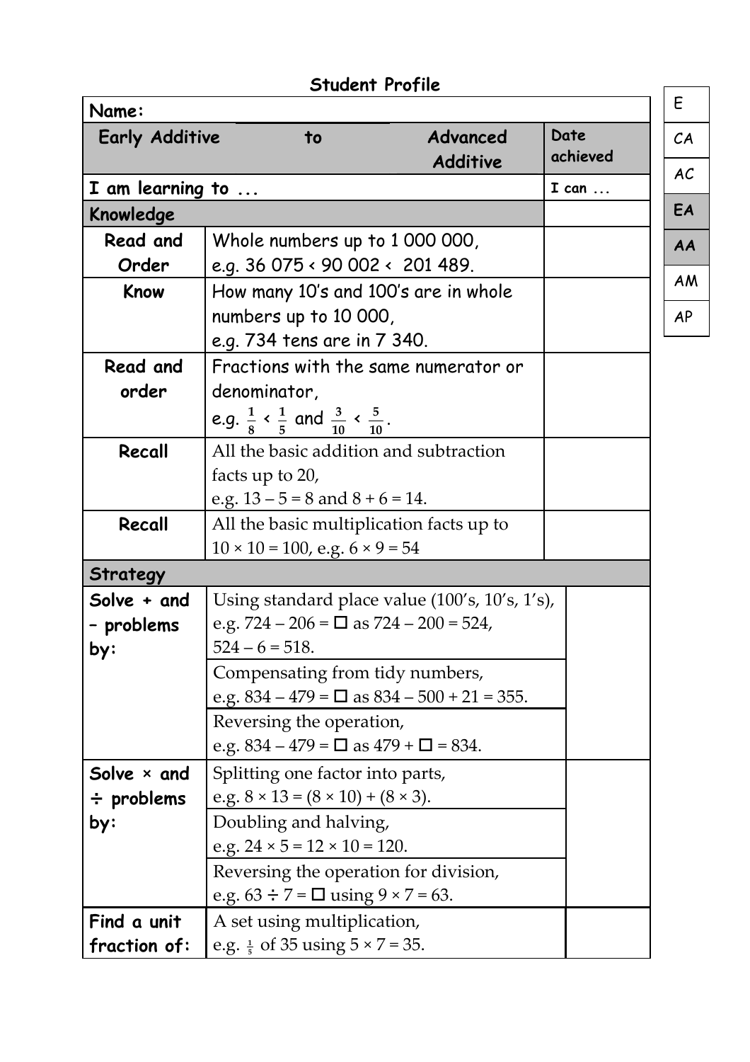## Student Profile

| Name: | | |
|---|---|---|
| **Early Additive to Advanced Additive** | | **Date achieved** |
| **I am learning to ...** | | **I can ...** |
| **Knowledge** | | |
| **Read and Order** | Whole numbers up to 1 000 000, e.g. 36 075 < 90 002 < 201 489. | |
| **Know** | How many 10's and 100's are in whole numbers up to 10 000, e.g. 734 tens are in 7 340. | |
| **Read and order** | Fractions with the same numerator or denominator, e.g. $\frac{1}{8} < \frac{1}{5}$ and $\frac{3}{10} < \frac{5}{10}$. | |
| **Recall** | All the basic addition and subtraction facts up to 20, e.g. $13 - 5 = 8$ and $8 + 6 = 14$. | |
| **Recall** | All the basic multiplication facts up to $10 \times 10 = 100$, e.g. $6 \times 9 = 54$ | |
| **Strategy** | | |
| **Solve + and – problems by:** | Using standard place value (100's, 10's, 1's), e.g. $724 - 206 = \square$ as $724 - 200 = 524$, $524 - 6 = 518$. | |
| | Compensating from tidy numbers, e.g. $834 - 479 = \square$ as $834 - 500 + 21 = 355$. | |
| | Reversing the operation, e.g. $834 - 479 = \square$ as $479 + \square = 834$. | |
| **Solve × and ÷ problems by:** | Splitting one factor into parts, e.g. $8 \times 13 = (8 \times 10) + (8 \times 3)$. | |
| | Doubling and halving, e.g. $24 \times 5 = 12 \times 10 = 120$. | |
| | Reversing the operation for division, e.g. $63 \div 7 = \square$ using $9 \times 7 = 63$. | |
| **Find a unit fraction of:** | A set using multiplication, e.g. $\frac{1}{5}$ of 35 using $5 \times 7 = 35$. | |

| |
|---|
| E |
| CA |
| AC |
| **EA** |
| **AA** |
| AM |
| AP |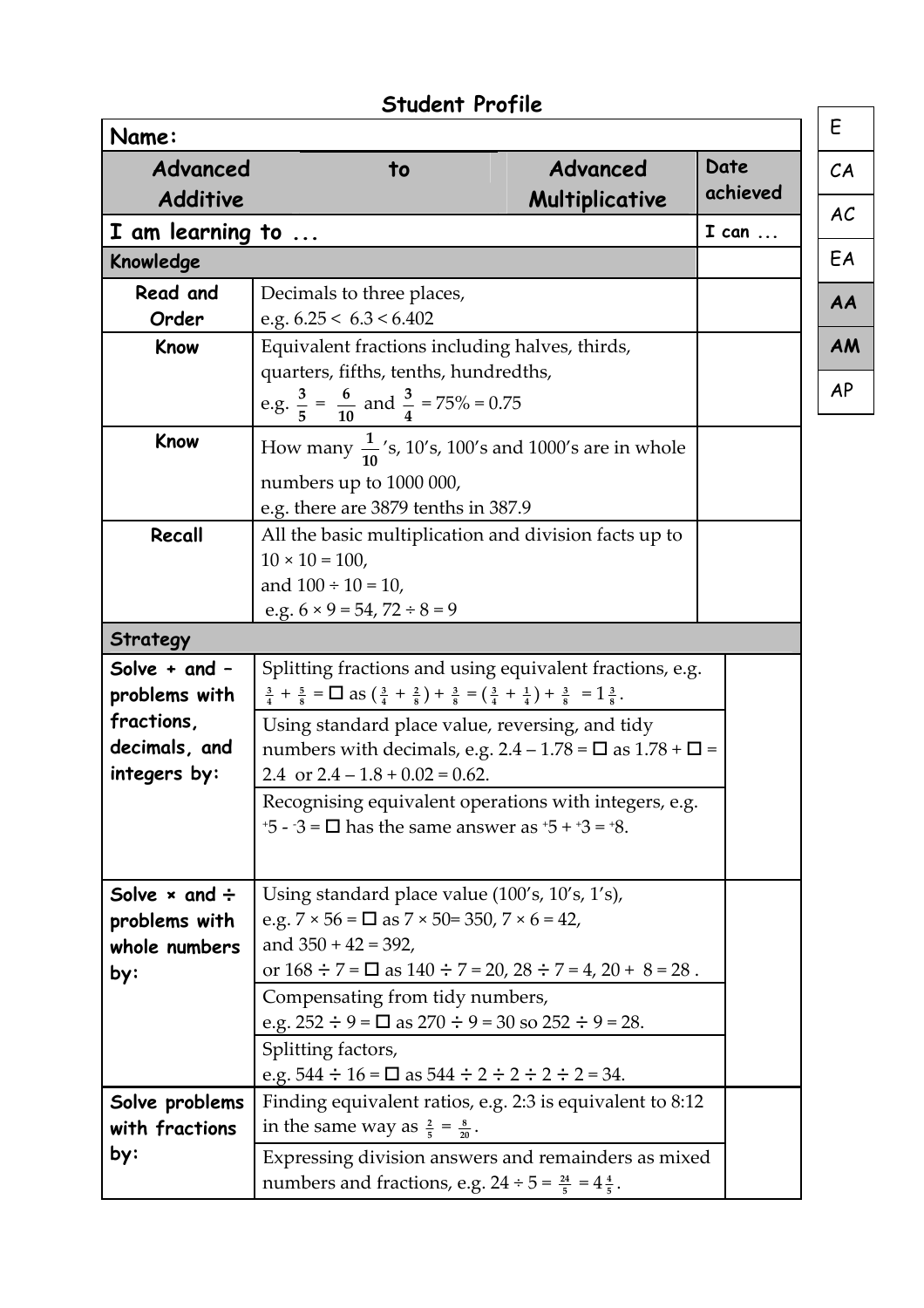# Student Profile

| Name: | | | |
|---|---|---|---|
| **Advanced Additive** | **to** | **Advanced Multiplicative** | **Date achieved** |
| **I am learning to ...** | | | **I can ...** |
| **Knowledge** | | | |
| **Read and Order** | Decimals to three places, e.g. 6.25 < 6.3 < 6.402 | | |
| **Know** | Equivalent fractions including halves, thirds, quarters, fifths, tenths, hundredths, e.g. $\frac{3}{5}$ = $\frac{6}{10}$ and $\frac{3}{4}$ = 75% = 0.75 | | |
| **Know** | How many $\frac{1}{10}$'s, 10's, 100's and 1000's are in whole numbers up to 1000 000, e.g. there are 3879 tenths in 387.9 | | |
| **Recall** | All the basic multiplication and division facts up to 10 × 10 = 100, and 100 ÷ 10 = 10, e.g. 6 × 9 = 54, 72 ÷ 8 = 9 | | |
| **Strategy** | | | |
| **Solve + and – problems with fractions, decimals, and integers by:** | Splitting fractions and using equivalent fractions, e.g. $\frac{3}{4} + \frac{5}{8}$ = ☐ as $(\frac{3}{4} + \frac{2}{8}) + \frac{3}{8} = (\frac{3}{4} + \frac{1}{4}) + \frac{3}{8} = 1\frac{3}{8}$. | | |
| | Using standard place value, reversing, and tidy numbers with decimals, e.g. 2.4 – 1.78 = ☐ as 1.78 + ☐ = 2.4 or 2.4 – 1.8 + 0.02 = 0.62. | | |
| | Recognising equivalent operations with integers, e.g. $^{+}5$ - $^{-}3$ = ☐ has the same answer as $^{+}5$ + $^{+}3$ = $^{+}8$. | | |
| **Solve × and ÷ problems with whole numbers by:** | Using standard place value (100's, 10's, 1's), e.g. 7 × 56 = ☐ as 7 × 50= 350, 7 × 6 = 42, and 350 + 42 = 392, or 168 ÷ 7 = ☐ as 140 ÷ 7 = 20, 28 ÷ 7 = 4, 20 + 8 = 28 . | | |
| | Compensating from tidy numbers, e.g. 252 ÷ 9 = ☐ as 270 ÷ 9 = 30 so 252 ÷ 9 = 28. | | |
| | Splitting factors, e.g. 544 ÷ 16 = ☐ as 544 ÷ 2 ÷ 2 ÷ 2 ÷ 2 = 34. | | |
| **Solve problems with fractions by:** | Finding equivalent ratios, e.g. 2:3 is equivalent to 8:12 in the same way as $\frac{2}{5} = \frac{8}{20}$. | | |
| | Expressing division answers and remainders as mixed numbers and fractions, e.g. 24 ÷ 5 = $\frac{24}{5} = 4\frac{4}{5}$. | | |

| |
|---|
| E |
| CA |
| AC |
| EA |
| **AA** |
| **AM** |
| AP |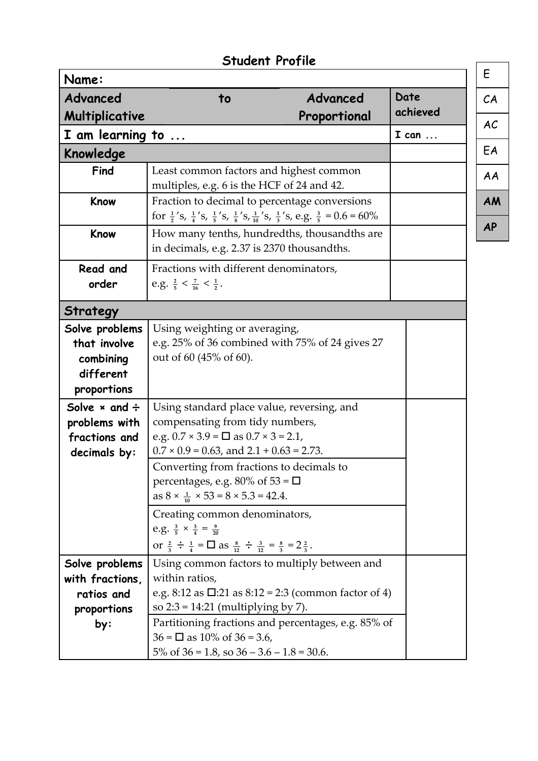## Student Profile

| Name: | | |
|---|---|---|
| **Advanced Multiplicative to Advanced Proportional** | | **Date achieved** |
| **I am learning to ...** | | **I can ...** |
| **Knowledge** | | |
| **Find** | Least common factors and highest common multiples, e.g. 6 is the HCF of 24 and 42. | |
| **Know** | Fraction to decimal to percentage conversions for $\frac{1}{2}$'s, $\frac{1}{4}$'s, $\frac{1}{5}$'s, $\frac{1}{8}$'s, $\frac{1}{10}$'s, $\frac{1}{3}$'s, e.g. $\frac{3}{5}$ = 0.6 = 60% | |
| **Know** | How many tenths, hundredths, thousandths are in decimals, e.g. 2.37 is 2370 thousandths. | |
| **Read and order** | Fractions with different denominators, e.g. $\frac{2}{5} < \frac{7}{16} < \frac{1}{2}$. | |
| **Strategy** | | |
| **Solve problems that involve combining different proportions** | Using weighting or averaging, e.g. 25% of 36 combined with 75% of 24 gives 27 out of 60 (45% of 60). | |
| **Solve × and ÷ problems with fractions and decimals by:** | Using standard place value, reversing, and compensating from tidy numbers, e.g. 0.7 × 3.9 = ☐ as 0.7 × 3 = 2.1, 0.7 × 0.9 = 0.63, and 2.1 + 0.63 = 2.73. | |
| | Converting from fractions to decimals to percentages, e.g. 80% of 53 = ☐ as 8 × $\frac{1}{10}$ × 53 = 8 × 5.3 = 42.4. | |
| | Creating common denominators, e.g. $\frac{3}{5} \times \frac{3}{4} = \frac{9}{20}$ or $\frac{2}{3} \div \frac{1}{4}$ = ☐ as $\frac{8}{12} \div \frac{3}{12} = \frac{8}{3} = 2\frac{2}{3}$. | |
| **Solve problems with fractions, ratios and proportions by:** | Using common factors to multiply between and within ratios, e.g. 8:12 as ☐:21 as 8:12 = 2:3 (common factor of 4) so 2:3 = 14:21 (multiplying by 7). | |
| | Partitioning fractions and percentages, e.g. 85% of 36 = ☐ as 10% of 36 = 3.6, 5% of 36 = 1.8, so 36 – 3.6 – 1.8 = 30.6. | |

| |
|---|
| E |
| CA |
| AC |
| EA |
| AA |
| **AM** |
| **AP** |